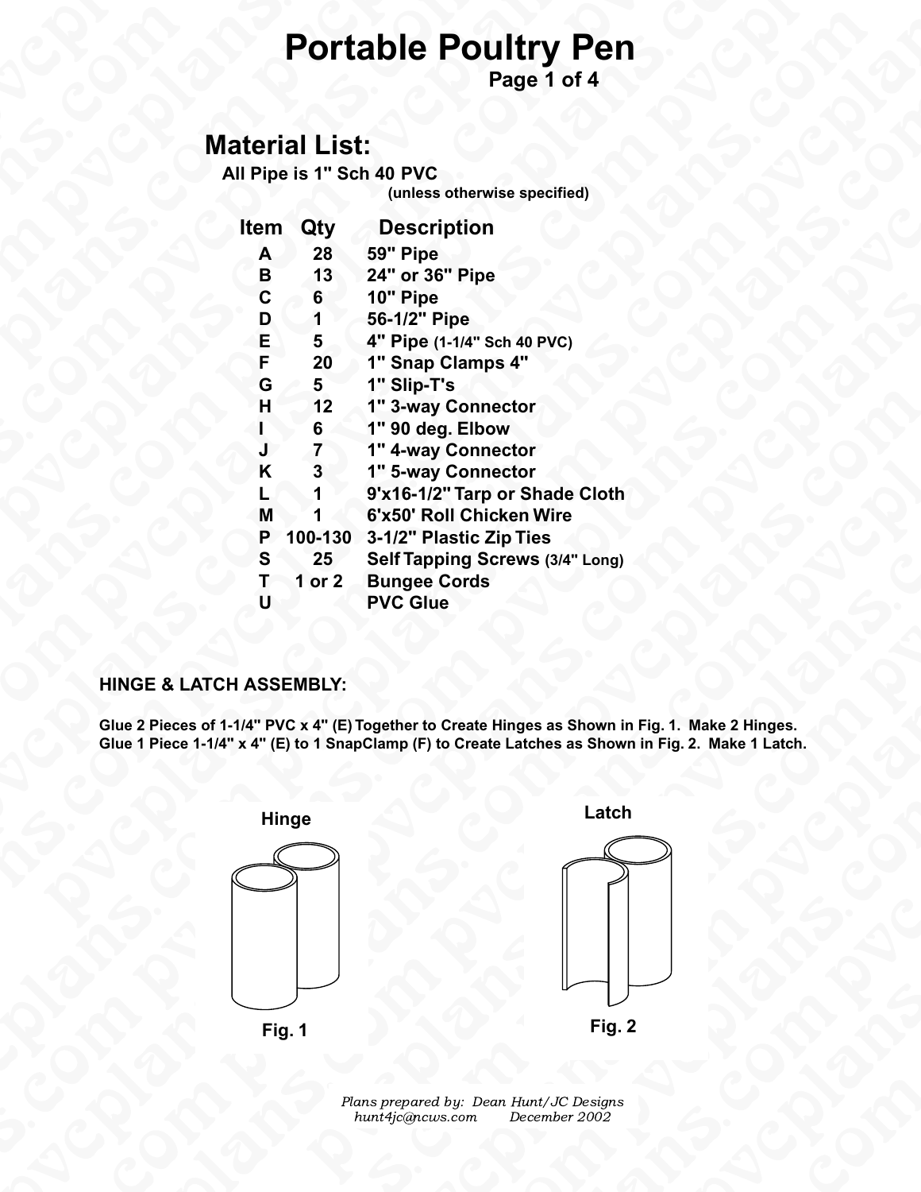# Portable Poultry Pen

## Material List:

**All Pipe is 1" Sch 40 PVC**
**(unless otherwise specified)**

| Item | Qty | Description |
|---|---|---|
| A | 28 | 59" Pipe |
| B | 13 | 24" or 36" Pipe |
| C | 6 | 10" Pipe |
| D | 1 | 56-1/2" Pipe |
| E | 5 | 4" Pipe (1-1/4" Sch 40 PVC) |
| F | 20 | 1" Snap Clamps 4" |
| G | 5 | 1" Slip-T's |
| H | 12 | 1" 3-way Connector |
| I | 6 | 1" 90 deg. Elbow |
| J | 7 | 1" 4-way Connector |
| K | 3 | 1" 5-way Connector |
| L | 1 | 9'x16-1/2" Tarp or Shade Cloth |
| M | 1 | 6'x50' Roll Chicken Wire |
| P | 100-130 | 3-1/2" Plastic Zip Ties |
| S | 25 | Self Tapping Screws (3/4" Long) |
| T | 1 or 2 | Bungee Cords |
| U | | PVC Glue |

**HINGE & LATCH ASSEMBLY:**

**Glue 2 Pieces of 1-1/4" PVC x 4" (E) Together to Create Hinges as Shown in Fig. 1. Make 2 Hinges.**
**Glue 1 Piece 1-1/4" x 4" (E) to 1 SnapClamp (F) to Create Latches as Shown in Fig. 2. Make 1 Latch.**

Hinge

Fig. 1

Latch

Fig. 2

*Plans prepared by: Dean Hunt/JC Designs*
*hunt4jc@ncws.com December 2002*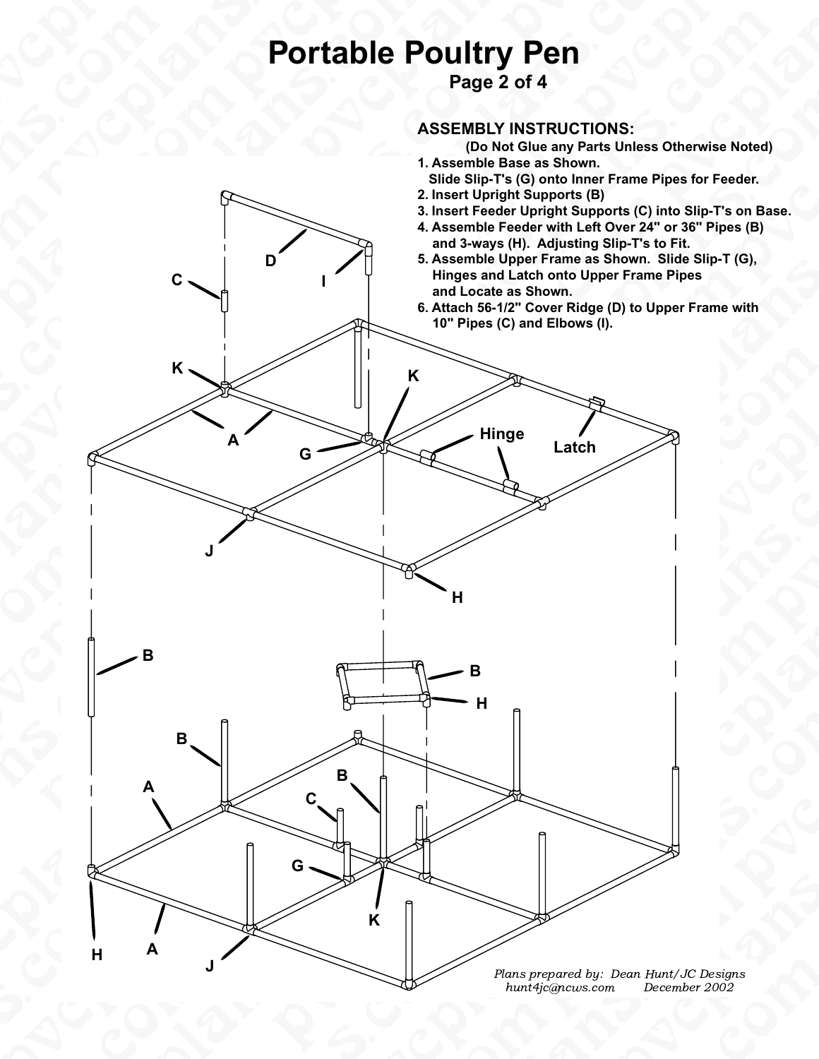# Portable Poultry Pen

**Page 2 of 4**

## ASSEMBLY INSTRUCTIONS:

**(Do Not Glue any Parts Unless Otherwise Noted)**

1. **Assemble Base as Shown.**
   **Slide Slip-T's (G) onto Inner Frame Pipes for Feeder.**
2. **Insert Upright Supports (B)**
3. **Insert Feeder Upright Supports (C) into Slip-T's on Base.**
4. **Assemble Feeder with Left Over 24" or 36" Pipes (B) and 3-ways (H). Adjusting Slip-T's to Fit.**
5. **Assemble Upper Frame as Shown. Slide Slip-T (G), Hinges and Latch onto Upper Frame Pipes and Locate as Shown.**
6. **Attach 56-1/2" Cover Ridge (D) to Upper Frame with 10" Pipes (C) and Elbows (I).**

D, I, C, K, K, A, G, Hinge, Latch, J, H, B, B, H, B, A, C, B, G, K, H, A, J

*Plans prepared by: Dean Hunt/JC Designs*
*hunt4jc@ncws.com December 2002*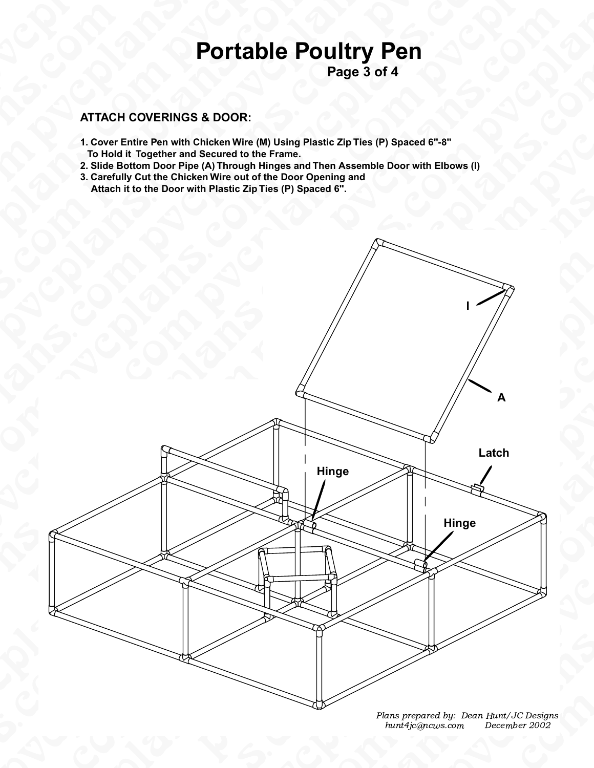# Portable Poultry Pen

## ATTACH COVERINGS & DOOR:

1. Cover Entire Pen with Chicken Wire (M) Using Plastic Zip Ties (P) Spaced 6"-8" To Hold it Together and Secured to the Frame.
2. Slide Bottom Door Pipe (A) Through Hinges and Then Assemble Door with Elbows (I)
3. Carefully Cut the Chicken Wire out of the Door Opening and Attach it to the Door with Plastic Zip Ties (P) Spaced 6".

I

A

Latch

Hinge

Hinge

*Plans prepared by: Dean Hunt/JC Designs*
*hunt4jc@ncws.com December 2002*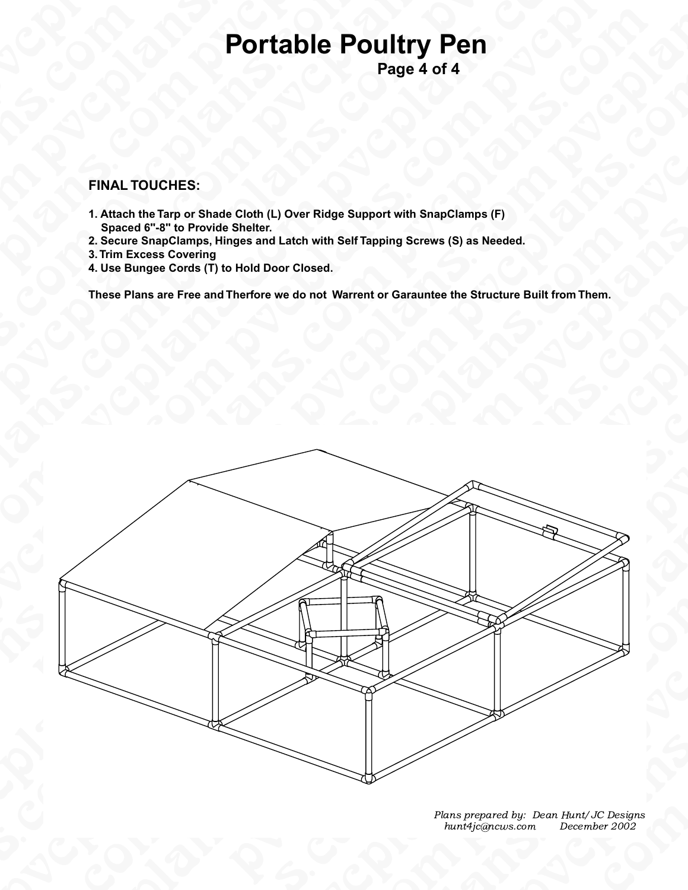# Portable Poultry Pen

**Page 4 of 4**

**FINAL TOUCHES:**

1. **Attach the Tarp or Shade Cloth (L) Over Ridge Support with SnapClamps (F) Spaced 6"-8" to Provide Shelter.**
2. **Secure SnapClamps, Hinges and Latch with Self Tapping Screws (S) as Needed.**
3. **Trim Excess Covering**
4. **Use Bungee Cords (T) to Hold Door Closed.**

**These Plans are Free and Therfore we do not Warrent or Garauntee the Structure Built from Them.**

*Plans prepared by: Dean Hunt/JC Designs*
*hunt4jc@ncws.com December 2002*